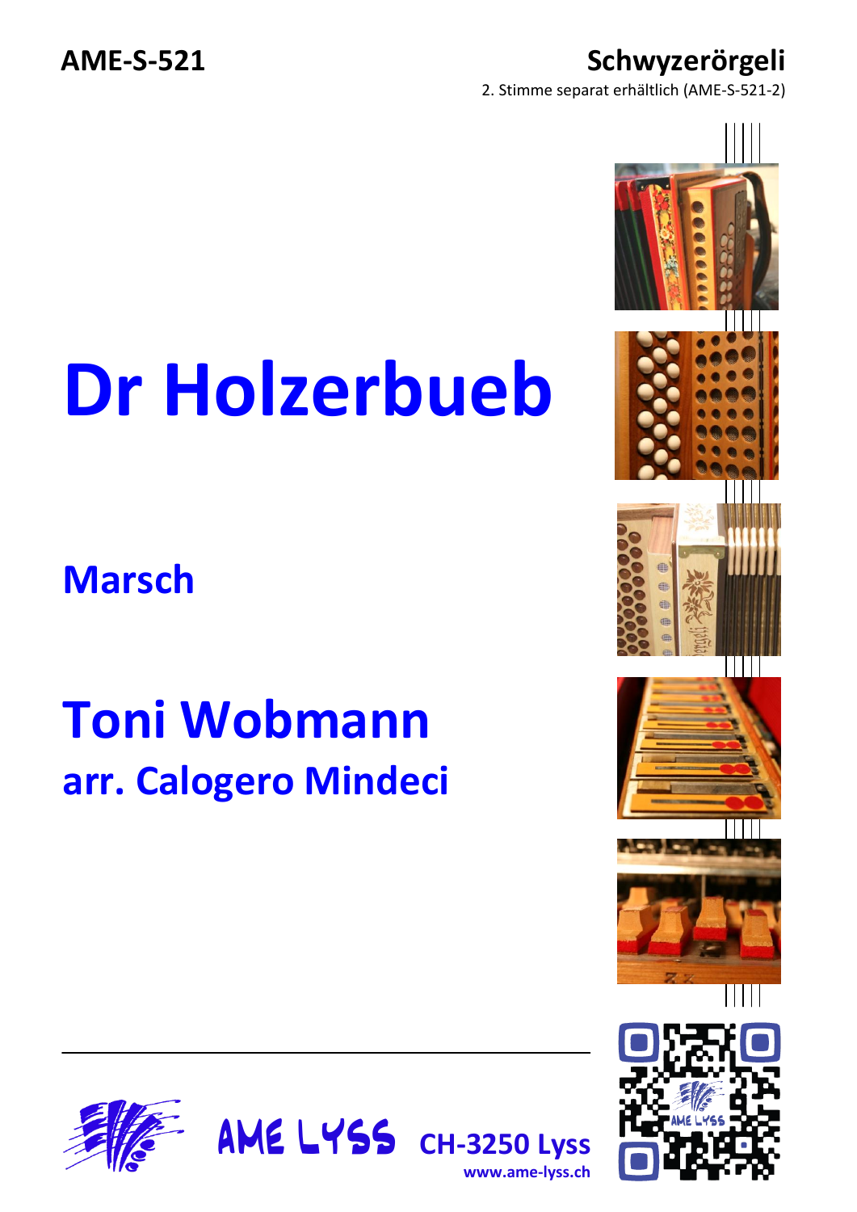AME-S-521

**Schwyzerörgeli**

2. Stimme separat erhältlich (AME-S-521-2)

# Dr Holzerbueb

## Marsch

## Toni Wobmann

### arr. Calogero Mindeci

AME LYSS CH-3250 Lyss

www.ame-lyss.ch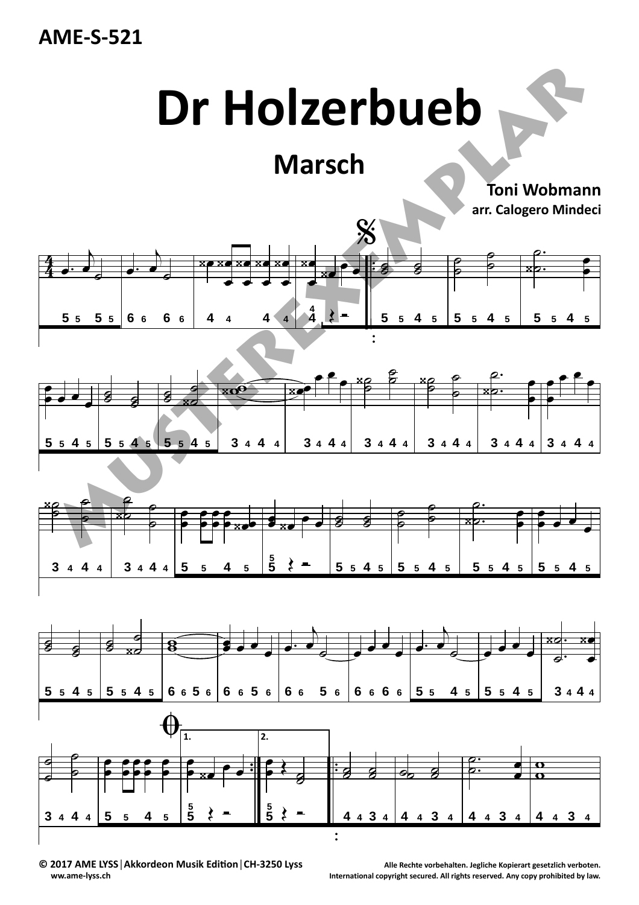AME-S-521

# Dr Holzerbueb

## Marsch

**Toni Wobmann**
**arr. Calogero Mindeci**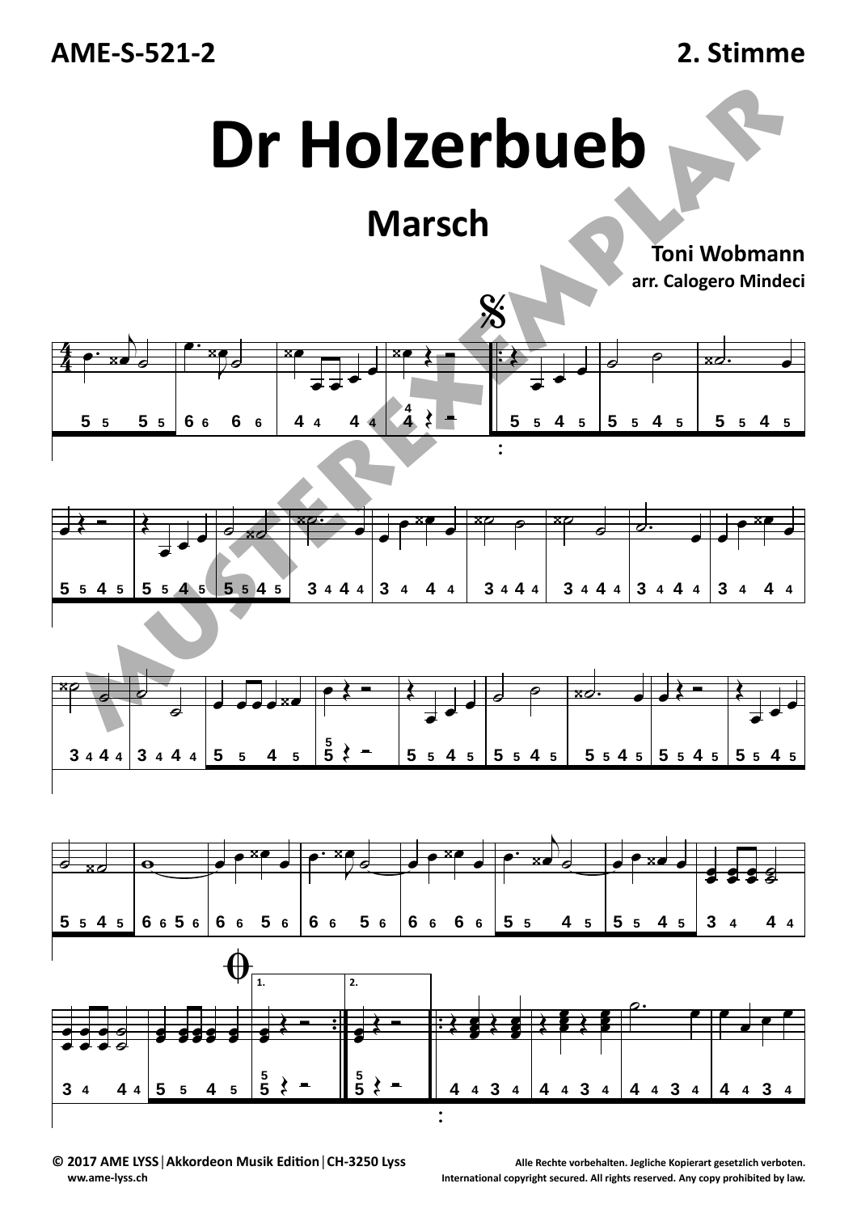AME-S-521-2

2. Stimme

# Dr Holzerbueb

## Marsch

**Toni Wobmann**
**arr. Calogero Mindeci**

© 2017 AME LYSS | Akkordeon Musik Edition | CH-3250 Lyss
www.ame-lyss.ch

Alle Rechte vorbehalten. Jegliche Kopierart gesetzlich verboten.
International copyright secured. All rights reserved. Any copy prohibited by law.